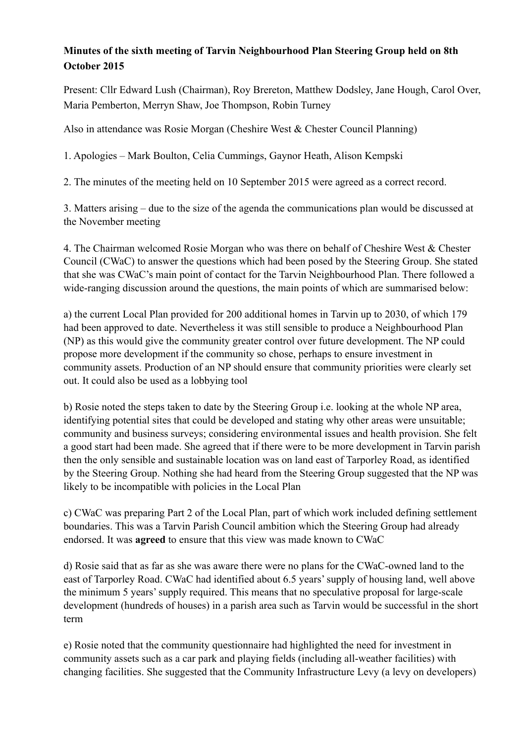**Minutes of the sixth meeting of Tarvin Neighbourhood Plan Steering Group held on 8th October 2015**

Present: Cllr Edward Lush (Chairman), Roy Brereton, Matthew Dodsley, Jane Hough, Carol Over, Maria Pemberton, Merryn Shaw, Joe Thompson, Robin Turney

Also in attendance was Rosie Morgan (Cheshire West & Chester Council Planning)

1. Apologies – Mark Boulton, Celia Cummings, Gaynor Heath, Alison Kempski

2. The minutes of the meeting held on 10 September 2015 were agreed as a correct record.

3. Matters arising – due to the size of the agenda the communications plan would be discussed at the November meeting

4. The Chairman welcomed Rosie Morgan who was there on behalf of Cheshire West & Chester Council (CWaC) to answer the questions which had been posed by the Steering Group. She stated that she was CWaC's main point of contact for the Tarvin Neighbourhood Plan. There followed a wide-ranging discussion around the questions, the main points of which are summarised below:

a) the current Local Plan provided for 200 additional homes in Tarvin up to 2030, of which 179 had been approved to date. Nevertheless it was still sensible to produce a Neighbourhood Plan (NP) as this would give the community greater control over future development. The NP could propose more development if the community so chose, perhaps to ensure investment in community assets. Production of an NP should ensure that community priorities were clearly set out. It could also be used as a lobbying tool

b) Rosie noted the steps taken to date by the Steering Group i.e. looking at the whole NP area, identifying potential sites that could be developed and stating why other areas were unsuitable; community and business surveys; considering environmental issues and health provision. She felt a good start had been made. She agreed that if there were to be more development in Tarvin parish then the only sensible and sustainable location was on land east of Tarporley Road, as identified by the Steering Group. Nothing she had heard from the Steering Group suggested that the NP was likely to be incompatible with policies in the Local Plan

c) CWaC was preparing Part 2 of the Local Plan, part of which work included defining settlement boundaries. This was a Tarvin Parish Council ambition which the Steering Group had already endorsed. It was **agreed** to ensure that this view was made known to CWaC

d) Rosie said that as far as she was aware there were no plans for the CWaC-owned land to the east of Tarporley Road. CWaC had identified about 6.5 years' supply of housing land, well above the minimum 5 years' supply required. This means that no speculative proposal for large-scale development (hundreds of houses) in a parish area such as Tarvin would be successful in the short term

e) Rosie noted that the community questionnaire had highlighted the need for investment in community assets such as a car park and playing fields (including all-weather facilities) with changing facilities. She suggested that the Community Infrastructure Levy (a levy on developers)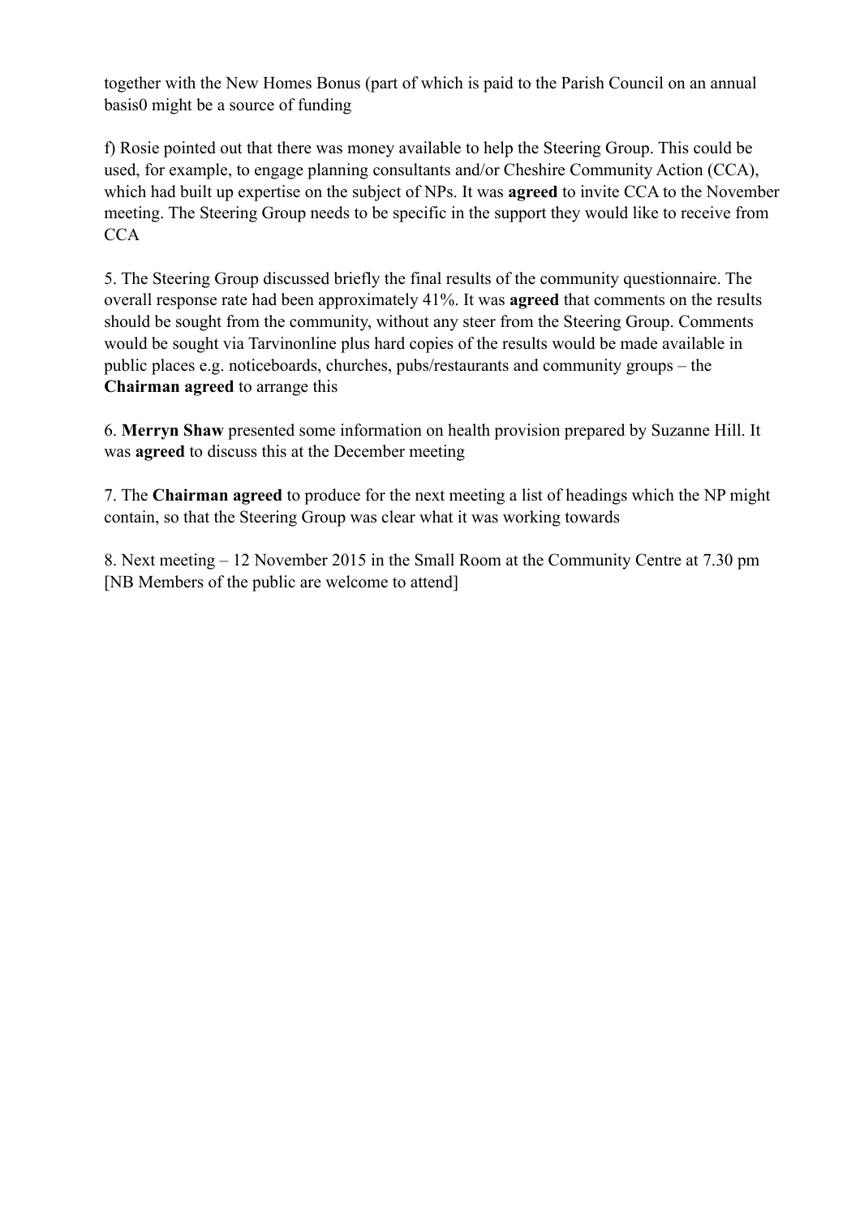together with the New Homes Bonus (part of which is paid to the Parish Council on an annual basis0 might be a source of funding

f) Rosie pointed out that there was money available to help the Steering Group. This could be used, for example, to engage planning consultants and/or Cheshire Community Action (CCA), which had built up expertise on the subject of NPs. It was **agreed** to invite CCA to the November meeting. The Steering Group needs to be specific in the support they would like to receive from CCA

5. The Steering Group discussed briefly the final results of the community questionnaire. The overall response rate had been approximately 41%. It was **agreed** that comments on the results should be sought from the community, without any steer from the Steering Group. Comments would be sought via Tarvinonline plus hard copies of the results would be made available in public places e.g. noticeboards, churches, pubs/restaurants and community groups – the **Chairman agreed** to arrange this

6. **Merryn Shaw** presented some information on health provision prepared by Suzanne Hill. It was **agreed** to discuss this at the December meeting

7. The **Chairman agreed** to produce for the next meeting a list of headings which the NP might contain, so that the Steering Group was clear what it was working towards

8. Next meeting – 12 November 2015 in the Small Room at the Community Centre at 7.30 pm [NB Members of the public are welcome to attend]